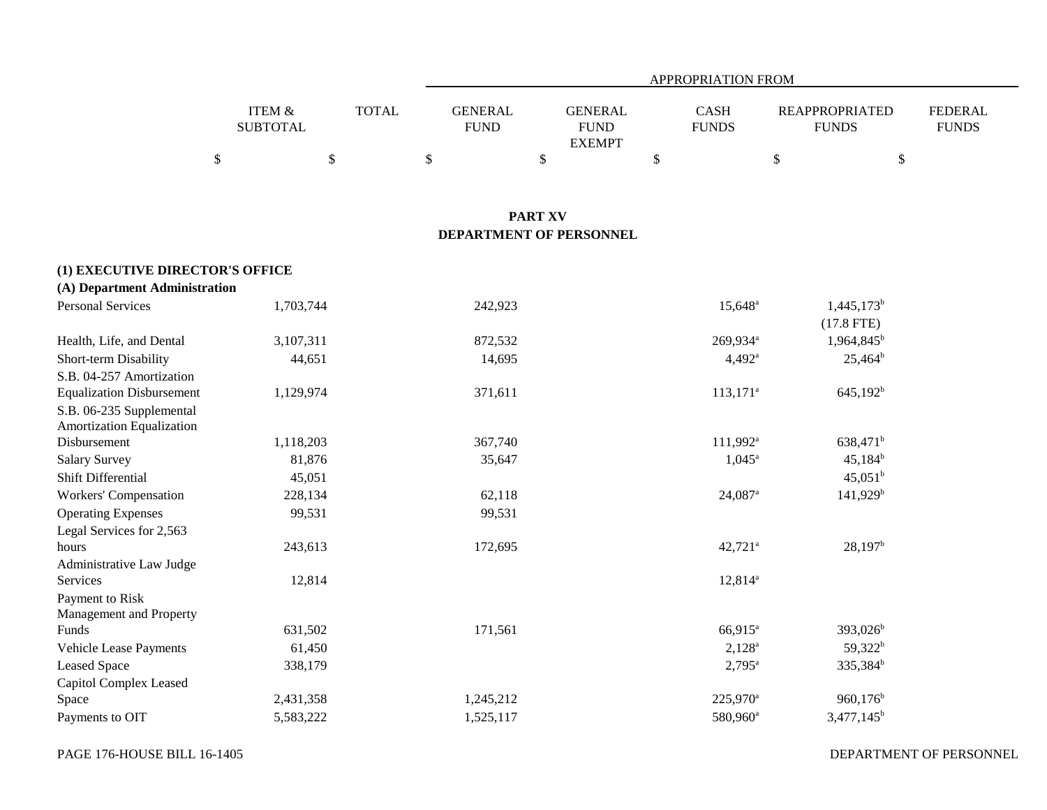|  | ITEM & SUBTOTAL | TOTAL | GENERAL FUND | GENERAL FUND EXEMPT | CASH FUNDS | REAPPROPRIATED FUNDS | FEDERAL FUNDS |
|---|---|---|---|---|---|---|---|
|  |  |  | APPROPRIATION FROM |  |  |  |  |
|  | $ | $ | $ | $ | $ | $ | $ |

## PART XV
## DEPARTMENT OF PERSONNEL

**(1) EXECUTIVE DIRECTOR'S OFFICE**

**(A) Department Administration**

|  | ITEM & SUBTOTAL | TOTAL | GENERAL FUND | GENERAL FUND EXEMPT | CASH FUNDS | REAPPROPRIATED FUNDS | FEDERAL FUNDS |
|---|---|---|---|---|---|---|---|
| Personal Services | 1,703,744 |  | 242,923 |  | 15,648[a] | 1,445,173[b] (17.8 FTE) |  |
| Health, Life, and Dental | 3,107,311 |  | 872,532 |  | 269,934[a] | 1,964,845[b] |  |
| Short-term Disability | 44,651 |  | 14,695 |  | 4,492[a] | 25,464[b] |  |
| S.B. 04-257 Amortization Equalization Disbursement | 1,129,974 |  | 371,611 |  | 113,171[a] | 645,192[b] |  |
| S.B. 06-235 Supplemental Amortization Equalization Disbursement | 1,118,203 |  | 367,740 |  | 111,992[a] | 638,471[b] |  |
| Salary Survey | 81,876 |  | 35,647 |  | 1,045[a] | 45,184[b] |  |
| Shift Differential | 45,051 |  |  |  |  | 45,051[b] |  |
| Workers' Compensation | 228,134 |  | 62,118 |  | 24,087[a] | 141,929[b] |  |
| Operating Expenses | 99,531 |  | 99,531 |  |  |  |  |
| Legal Services for 2,563 hours | 243,613 |  | 172,695 |  | 42,721[a] | 28,197[b] |  |
| Administrative Law Judge Services | 12,814 |  |  |  | 12,814[a] |  |  |
| Payment to Risk Management and Property Funds | 631,502 |  | 171,561 |  | 66,915[a] | 393,026[b] |  |
| Vehicle Lease Payments | 61,450 |  |  |  | 2,128[a] | 59,322[b] |  |
| Leased Space | 338,179 |  |  |  | 2,795[a] | 335,384[b] |  |
| Capitol Complex Leased Space | 2,431,358 |  | 1,245,212 |  | 225,970[a] | 960,176[b] |  |
| Payments to OIT | 5,583,222 |  | 1,525,117 |  | 580,960[a] | 3,477,145[b] |  |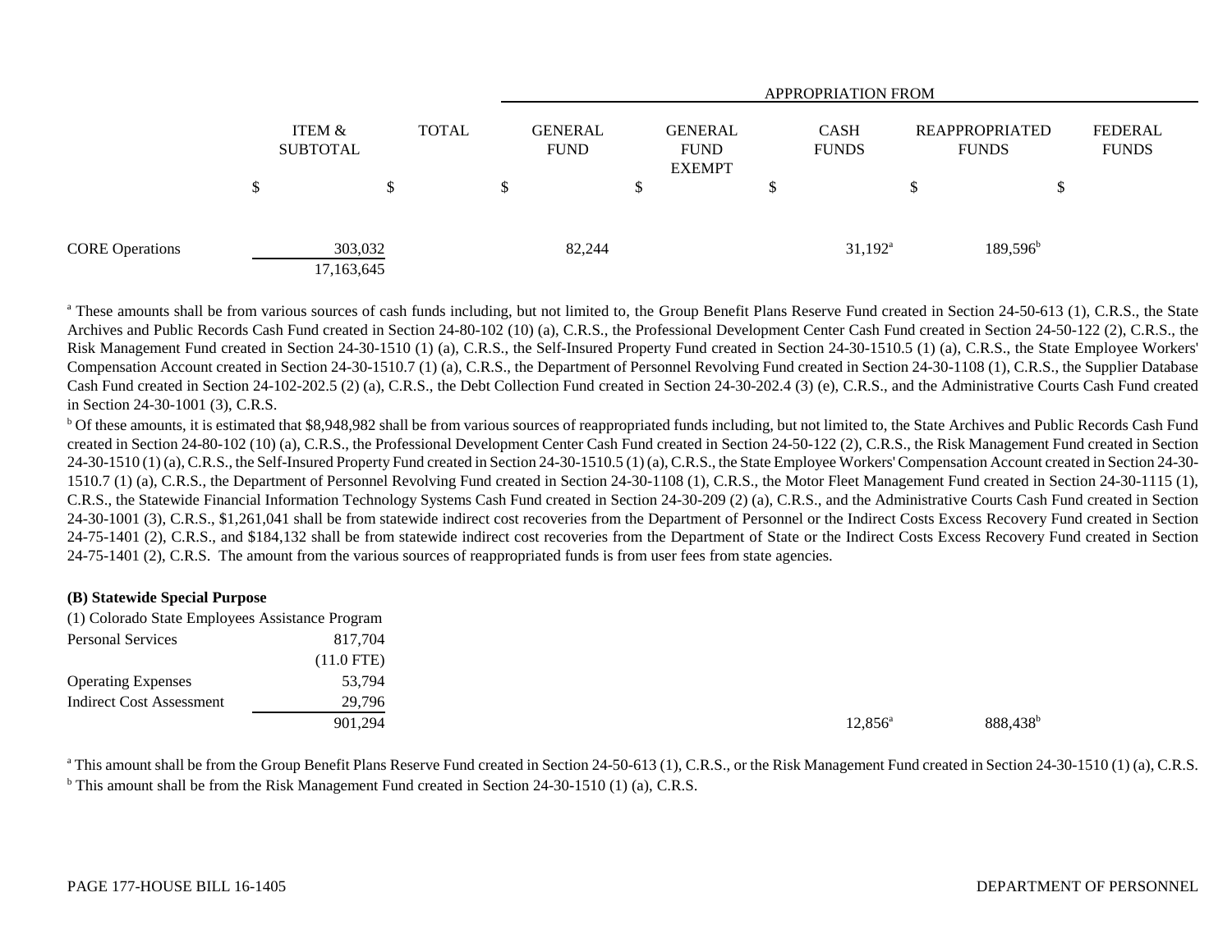| | ITEM & SUBTOTAL | TOTAL | APPROPRIATION FROM GENERAL FUND | GENERAL FUND EXEMPT | CASH FUNDS | REAPPROPRIATED FUNDS | FEDERAL FUNDS |
|---|---|---|---|---|---|---|---|
| | $ | $ | $ | $ | $ | $ | $ |
| CORE Operations | 303,032 | | 82,244 | | 31,192[a] | 189,596[b] | |
| | 17,163,645 | | | | | | |

[a] These amounts shall be from various sources of cash funds including, but not limited to, the Group Benefit Plans Reserve Fund created in Section 24-50-613 (1), C.R.S., the State Archives and Public Records Cash Fund created in Section 24-80-102 (10) (a), C.R.S., the Professional Development Center Cash Fund created in Section 24-50-122 (2), C.R.S., the Risk Management Fund created in Section 24-30-1510 (1) (a), C.R.S., the Self-Insured Property Fund created in Section 24-30-1510.5 (1) (a), C.R.S., the State Employee Workers' Compensation Account created in Section 24-30-1510.7 (1) (a), C.R.S., the Department of Personnel Revolving Fund created in Section 24-30-1108 (1), C.R.S., the Supplier Database Cash Fund created in Section 24-102-202.5 (2) (a), C.R.S., the Debt Collection Fund created in Section 24-30-202.4 (3) (e), C.R.S., and the Administrative Courts Cash Fund created in Section 24-30-1001 (3), C.R.S.

[b] Of these amounts, it is estimated that $8,948,982 shall be from various sources of reappropriated funds including, but not limited to, the State Archives and Public Records Cash Fund created in Section 24-80-102 (10) (a), C.R.S., the Professional Development Center Cash Fund created in Section 24-50-122 (2), C.R.S., the Risk Management Fund created in Section 24-30-1510 (1) (a), C.R.S., the Self-Insured Property Fund created in Section 24-30-1510.5 (1) (a), C.R.S., the State Employee Workers' Compensation Account created in Section 24-30-1510.7 (1) (a), C.R.S., the Department of Personnel Revolving Fund created in Section 24-30-1108 (1), C.R.S., the Motor Fleet Management Fund created in Section 24-30-1115 (1), C.R.S., the Statewide Financial Information Technology Systems Cash Fund created in Section 24-30-209 (2) (a), C.R.S., and the Administrative Courts Cash Fund created in Section 24-30-1001 (3), C.R.S., $1,261,041 shall be from statewide indirect cost recoveries from the Department of Personnel or the Indirect Costs Excess Recovery Fund created in Section 24-75-1401 (2), C.R.S., and $184,132 shall be from statewide indirect cost recoveries from the Department of State or the Indirect Costs Excess Recovery Fund created in Section 24-75-1401 (2), C.R.S. The amount from the various sources of reappropriated funds is from user fees from state agencies.

**(B) Statewide Special Purpose**

| | ITEM & SUBTOTAL | TOTAL | GENERAL FUND | GENERAL FUND EXEMPT | CASH FUNDS | REAPPROPRIATED FUNDS | FEDERAL FUNDS |
|---|---|---|---|---|---|---|---|
| (1) Colorado State Employees Assistance Program | | | | | | | |
| Personal Services | 817,704 | | | | | | |
| | (11.0 FTE) | | | | | | |
| Operating Expenses | 53,794 | | | | | | |
| Indirect Cost Assessment | 29,796 | | | | | | |
| | 901,294 | | | | 12,856[a] | 888,438[b] | |

[a] This amount shall be from the Group Benefit Plans Reserve Fund created in Section 24-50-613 (1), C.R.S., or the Risk Management Fund created in Section 24-30-1510 (1) (a), C.R.S.

[b] This amount shall be from the Risk Management Fund created in Section 24-30-1510 (1) (a), C.R.S.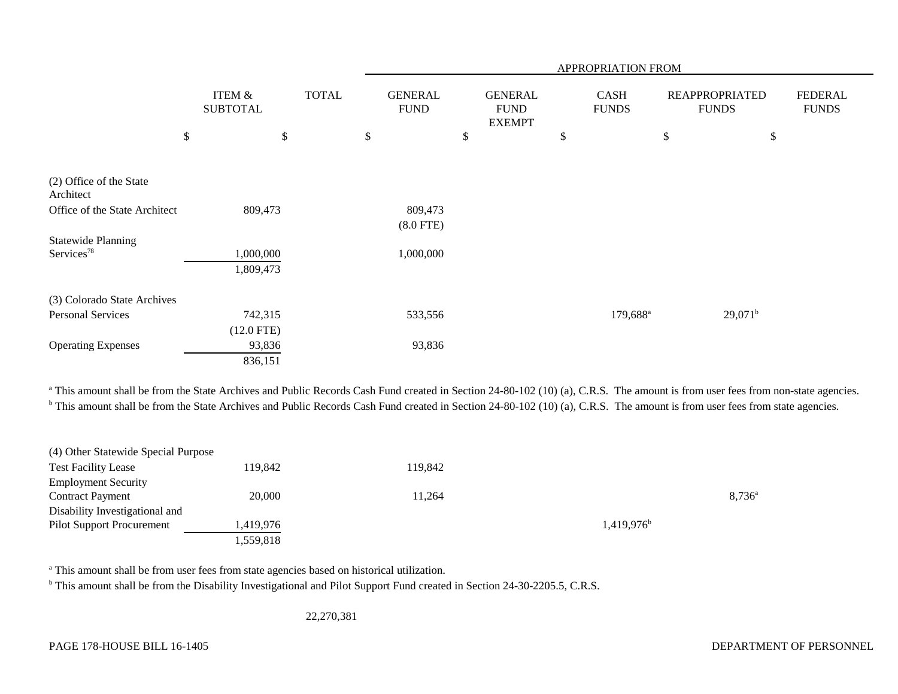| | ITEM & SUBTOTAL | TOTAL | GENERAL FUND | GENERAL FUND EXEMPT | CASH FUNDS | REAPPROPRIATED FUNDS | FEDERAL FUNDS |
|---|---|---|---|---|---|---|---|
| | | | APPROPRIATION FROM | | | | |
| | $ | $ | $ | $ | $ | $ | $ |
| **(2) Office of the State Architect** | | | | | | | |
| Office of the State Architect | 809,473 | | 809,473 (8.0 FTE) | | | | |
| Statewide Planning Services[78] | 1,000,000 | | 1,000,000 | | | | |
| | 1,809,473 | | | | | | |
| **(3) Colorado State Archives** | | | | | | | |
| Personal Services | 742,315 (12.0 FTE) | | 533,556 | | 179,688[a] | 29,071[b] | |
| Operating Expenses | 93,836 | | 93,836 | | | | |
| | 836,151 | | | | | | |

[a] This amount shall be from the State Archives and Public Records Cash Fund created in Section 24-80-102 (10) (a), C.R.S. The amount is from user fees from non-state agencies.

[b] This amount shall be from the State Archives and Public Records Cash Fund created in Section 24-80-102 (10) (a), C.R.S. The amount is from user fees from state agencies.

| | ITEM & SUBTOTAL | TOTAL | GENERAL FUND | GENERAL FUND EXEMPT | CASH FUNDS | REAPPROPRIATED FUNDS | FEDERAL FUNDS |
|---|---|---|---|---|---|---|---|
| **(4) Other Statewide Special Purpose** | | | | | | | |
| Test Facility Lease | 119,842 | | 119,842 | | | | |
| Employment Security Contract Payment | 20,000 | | 11,264 | | | 8,736[a] | |
| Disability Investigational and Pilot Support Procurement | 1,419,976 | | | | 1,419,976[b] | | |
| | 1,559,818 | | | | | | |
| | | 22,270,381 | | | | | |

[a] This amount shall be from user fees from state agencies based on historical utilization.

[b] This amount shall be from the Disability Investigational and Pilot Support Fund created in Section 24-30-2205.5, C.R.S.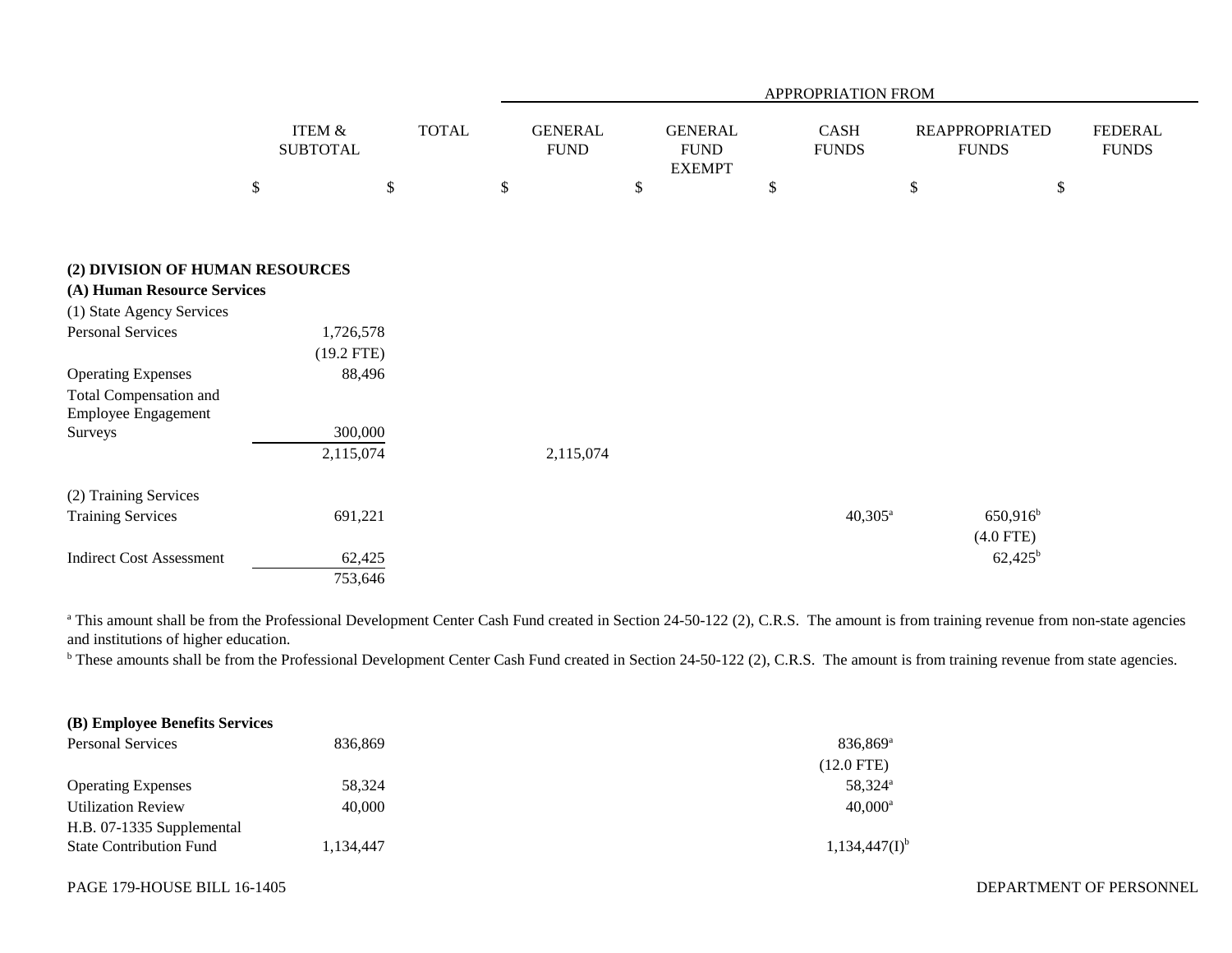| | ITEM & SUBTOTAL | TOTAL | APPROPRIATION FROM GENERAL FUND | GENERAL FUND EXEMPT | CASH FUNDS | REAPPROPRIATED FUNDS | FEDERAL FUNDS |
|---|---|---|---|---|---|---|---|
| | $ | $ | $ | $ | $ | $ | $ |
| **(2) DIVISION OF HUMAN RESOURCES** | | | | | | | |
| **(A) Human Resource Services** | | | | | | | |
| (1) State Agency Services | | | | | | | |
| Personal Services | 1,726,578 | | | | | | |
| | (19.2 FTE) | | | | | | |
| Operating Expenses | 88,496 | | | | | | |
| Total Compensation and Employee Engagement Surveys | 300,000 | | | | | | |
| | 2,115,074 | | 2,115,074 | | | | |
| (2) Training Services | | | | | | | |
| Training Services | 691,221 | | | | 40,305[a] | 650,916[b] | |
| | | | | | | (4.0 FTE) | |
| Indirect Cost Assessment | 62,425 | | | | | 62,425[b] | |
| | 753,646 | | | | | | |

[a] This amount shall be from the Professional Development Center Cash Fund created in Section 24-50-122 (2), C.R.S. The amount is from training revenue from non-state agencies and institutions of higher education.

[b] These amounts shall be from the Professional Development Center Cash Fund created in Section 24-50-122 (2), C.R.S. The amount is from training revenue from state agencies.

| | ITEM & SUBTOTAL | TOTAL | GENERAL FUND | GENERAL FUND EXEMPT | CASH FUNDS | REAPPROPRIATED FUNDS | FEDERAL FUNDS |
|---|---|---|---|---|---|---|---|
| **(B) Employee Benefits Services** | | | | | | | |
| Personal Services | 836,869 | | | | 836,869[a] | | |
| | | | | | (12.0 FTE) | | |
| Operating Expenses | 58,324 | | | | 58,324[a] | | |
| Utilization Review | 40,000 | | | | 40,000[a] | | |
| H.B. 07-1335 Supplemental State Contribution Fund | 1,134,447 | | | | 1,134,447(I)[b] | | |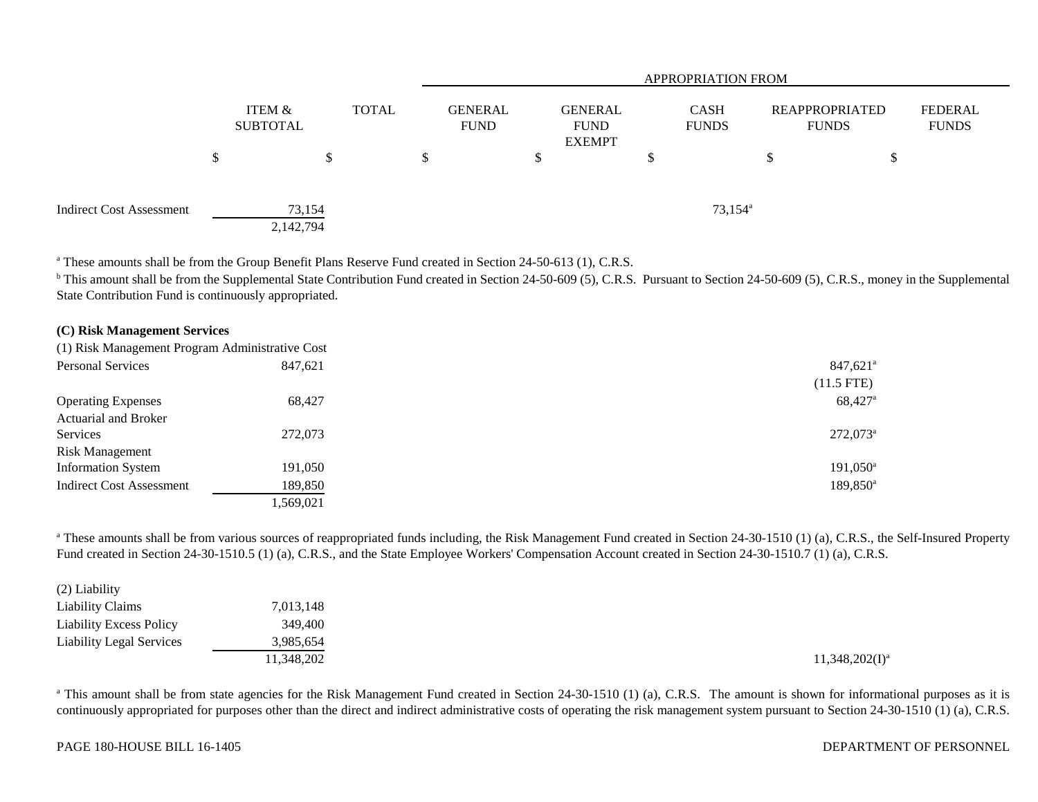| | ITEM & SUBTOTAL | TOTAL | GENERAL FUND | GENERAL FUND EXEMPT | CASH FUNDS | REAPPROPRIATED FUNDS | FEDERAL FUNDS |
|---|---|---|---|---|---|---|---|
| | $ | $ | $ | $ | $ | $ | $ |
| Indirect Cost Assessment | 73,154 | | | | 73,154[a] | | |
| | 2,142,794 | | | | | | |

[a] These amounts shall be from the Group Benefit Plans Reserve Fund created in Section 24-50-613 (1), C.R.S.

[b] This amount shall be from the Supplemental State Contribution Fund created in Section 24-50-609 (5), C.R.S. Pursuant to Section 24-50-609 (5), C.R.S., money in the Supplemental State Contribution Fund is continuously appropriated.

**(C) Risk Management Services**

(1) Risk Management Program Administrative Cost

| | ITEM & SUBTOTAL | TOTAL | GENERAL FUND | GENERAL FUND EXEMPT | CASH FUNDS | REAPPROPRIATED FUNDS | FEDERAL FUNDS |
|---|---|---|---|---|---|---|---|
| Personal Services | 847,621 | | | | | 847,621[a] (11.5 FTE) | |
| Operating Expenses | 68,427 | | | | | 68,427[a] | |
| Actuarial and Broker Services | 272,073 | | | | | 272,073[a] | |
| Risk Management Information System | 191,050 | | | | | 191,050[a] | |
| Indirect Cost Assessment | 189,850 | | | | | 189,850[a] | |
| | 1,569,021 | | | | | | |

[a] These amounts shall be from various sources of reappropriated funds including, the Risk Management Fund created in Section 24-30-1510 (1) (a), C.R.S., the Self-Insured Property Fund created in Section 24-30-1510.5 (1) (a), C.R.S., and the State Employee Workers' Compensation Account created in Section 24-30-1510.7 (1) (a), C.R.S.

(2) Liability

| | ITEM & SUBTOTAL | TOTAL | GENERAL FUND | GENERAL FUND EXEMPT | CASH FUNDS | REAPPROPRIATED FUNDS | FEDERAL FUNDS |
|---|---|---|---|---|---|---|---|
| Liability Claims | 7,013,148 | | | | | | |
| Liability Excess Policy | 349,400 | | | | | | |
| Liability Legal Services | 3,985,654 | | | | | | |
| | 11,348,202 | | | | | 11,348,202(I)[a] | |

[a] This amount shall be from state agencies for the Risk Management Fund created in Section 24-30-1510 (1) (a), C.R.S. The amount is shown for informational purposes as it is continuously appropriated for purposes other than the direct and indirect administrative costs of operating the risk management system pursuant to Section 24-30-1510 (1) (a), C.R.S.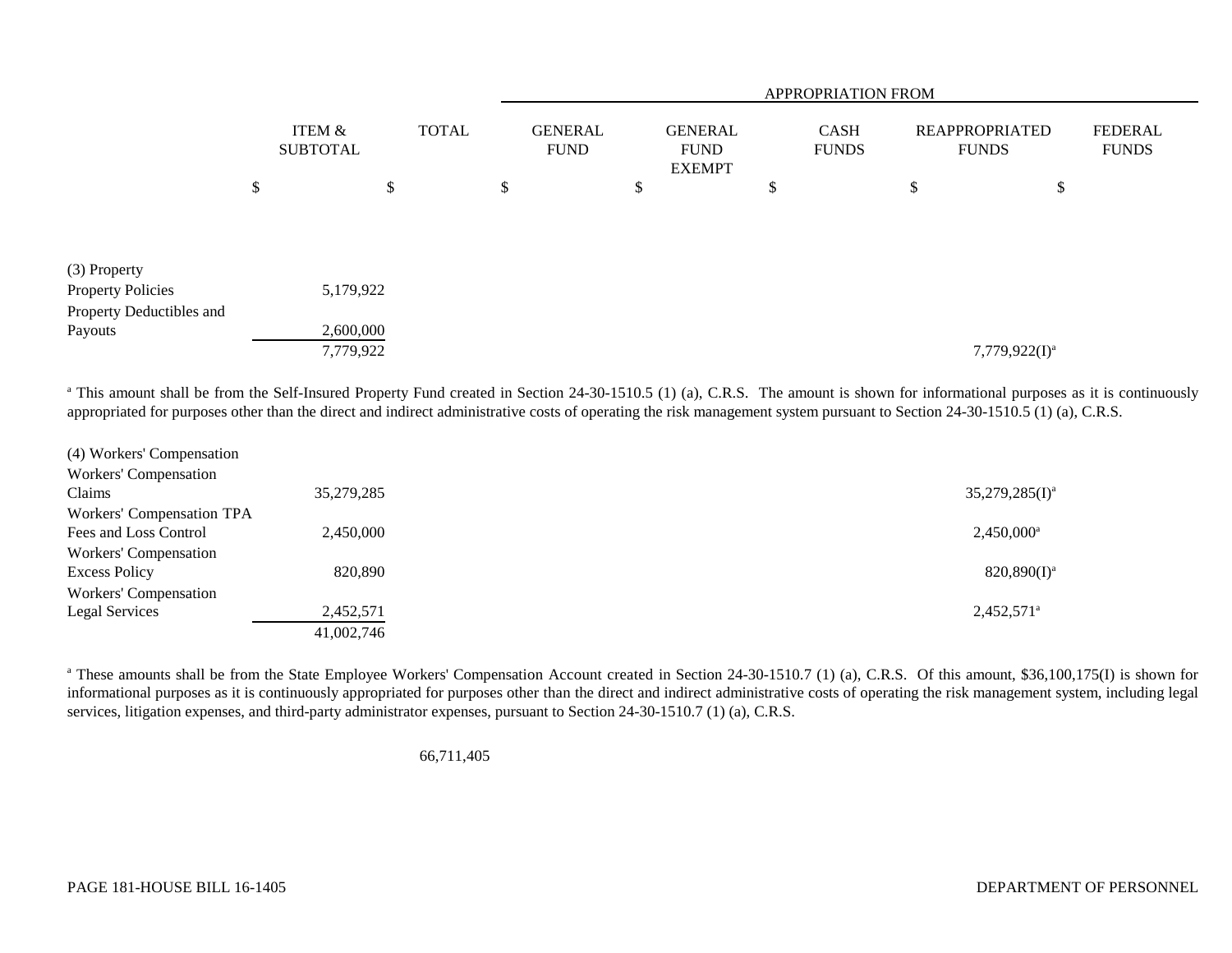| | ITEM & SUBTOTAL | TOTAL | APPROPRIATION FROM GENERAL FUND | GENERAL FUND EXEMPT | CASH FUNDS | REAPPROPRIATED FUNDS | FEDERAL FUNDS |
|---|---|---|---|---|---|---|---|
| | $ | $ | $ | $ | $ | $ | $ |
| (3) Property | | | | | | | |
| Property Policies | 5,179,922 | | | | | | |
| Property Deductibles and Payouts | 2,600,000 | | | | | | |
| | 7,779,922 | | | | | 7,779,922(I)[a] | |

[a] This amount shall be from the Self-Insured Property Fund created in Section 24-30-1510.5 (1) (a), C.R.S. The amount is shown for informational purposes as it is continuously appropriated for purposes other than the direct and indirect administrative costs of operating the risk management system pursuant to Section 24-30-1510.5 (1) (a), C.R.S.

| | ITEM & SUBTOTAL | TOTAL | GENERAL FUND | GENERAL FUND EXEMPT | CASH FUNDS | REAPPROPRIATED FUNDS | FEDERAL FUNDS |
|---|---|---|---|---|---|---|---|
| (4) Workers' Compensation | | | | | | | |
| Workers' Compensation Claims | 35,279,285 | | | | | 35,279,285(I)[a] | |
| Workers' Compensation TPA Fees and Loss Control | 2,450,000 | | | | | 2,450,000[a] | |
| Workers' Compensation Excess Policy | 820,890 | | | | | 820,890(I)[a] | |
| Workers' Compensation Legal Services | 2,452,571 | | | | | 2,452,571[a] | |
| | 41,002,746 | | | | | | |

[a] These amounts shall be from the State Employee Workers' Compensation Account created in Section 24-30-1510.7 (1) (a), C.R.S. Of this amount, $36,100,175(I) is shown for informational purposes as it is continuously appropriated for purposes other than the direct and indirect administrative costs of operating the risk management system, including legal services, litigation expenses, and third-party administrator expenses, pursuant to Section 24-30-1510.7 (1) (a), C.R.S.

| | ITEM & SUBTOTAL | TOTAL | GENERAL FUND | GENERAL FUND EXEMPT | CASH FUNDS | REAPPROPRIATED FUNDS | FEDERAL FUNDS |
|---|---|---|---|---|---|---|---|
| | | 66,711,405 | | | | | |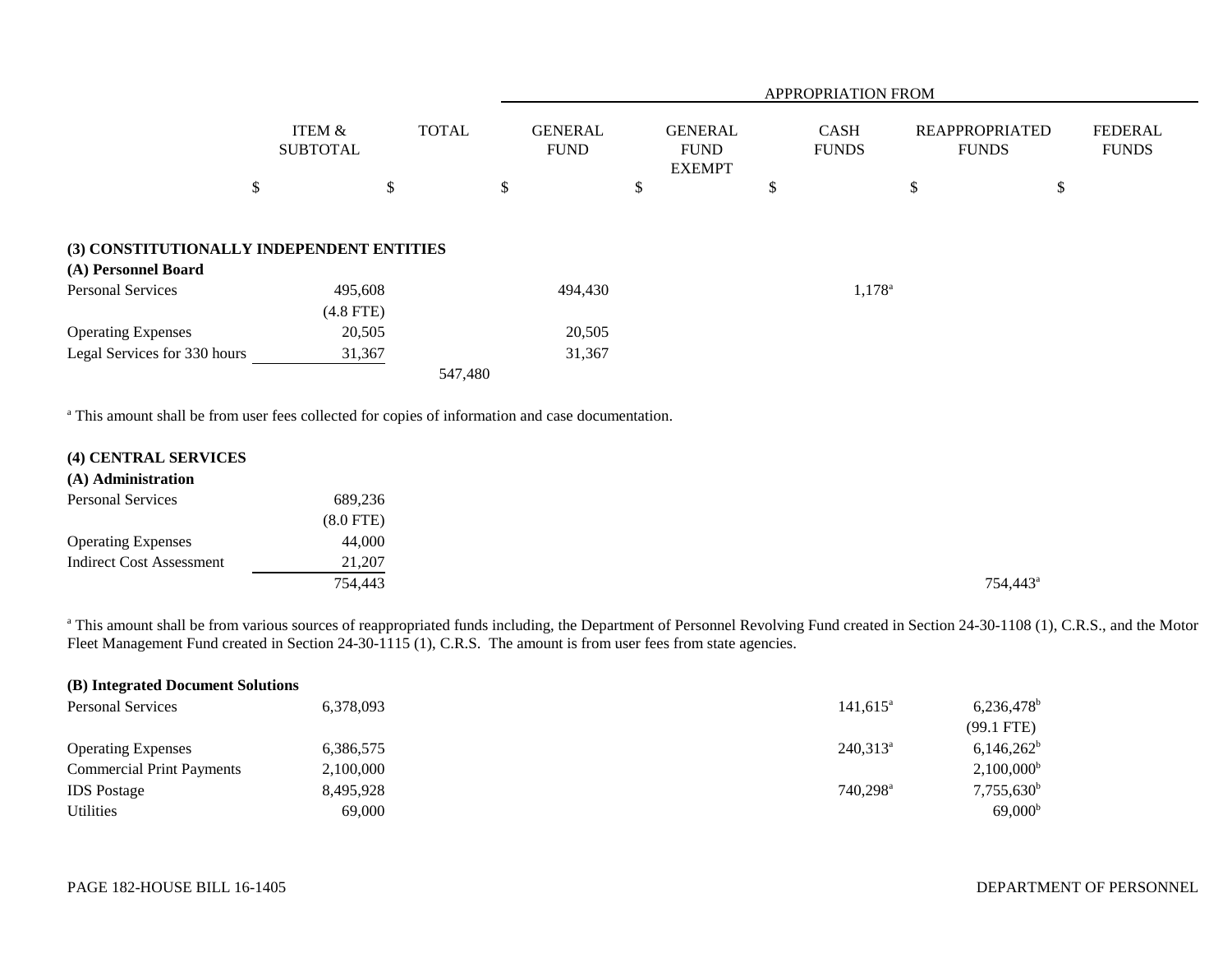| | ITEM & SUBTOTAL | TOTAL | APPROPRIATION FROM GENERAL FUND | GENERAL FUND EXEMPT | CASH FUNDS | REAPPROPRIATED FUNDS | FEDERAL FUNDS |
|---|---|---|---|---|---|---|---|
| | $ | $ | $ | $ | $ | $ | $ |
| **(3) CONSTITUTIONALLY INDEPENDENT ENTITIES** | | | | | | | |
| **(A) Personnel Board** | | | | | | | |
| Personal Services | 495,608 | | 494,430 | | 1,178[a] | | |
| | (4.8 FTE) | | | | | | |
| Operating Expenses | 20,505 | | 20,505 | | | | |
| Legal Services for 330 hours | 31,367 | | 31,367 | | | | |
| | | 547,480 | | | | | |

[a] This amount shall be from user fees collected for copies of information and case documentation.

| | ITEM & SUBTOTAL | TOTAL | GENERAL FUND | GENERAL FUND EXEMPT | CASH FUNDS | REAPPROPRIATED FUNDS | FEDERAL FUNDS |
|---|---|---|---|---|---|---|---|
| **(4) CENTRAL SERVICES** | | | | | | | |
| **(A) Administration** | | | | | | | |
| Personal Services | 689,236 | | | | | | |
| | (8.0 FTE) | | | | | | |
| Operating Expenses | 44,000 | | | | | | |
| Indirect Cost Assessment | 21,207 | | | | | | |
| | 754,443 | | | | | 754,443[a] | |

[a] This amount shall be from various sources of reappropriated funds including, the Department of Personnel Revolving Fund created in Section 24-30-1108 (1), C.R.S., and the Motor Fleet Management Fund created in Section 24-30-1115 (1), C.R.S. The amount is from user fees from state agencies.

| | ITEM & SUBTOTAL | TOTAL | GENERAL FUND | GENERAL FUND EXEMPT | CASH FUNDS | REAPPROPRIATED FUNDS | FEDERAL FUNDS |
|---|---|---|---|---|---|---|---|
| **(B) Integrated Document Solutions** | | | | | | | |
| Personal Services | 6,378,093 | | | | 141,615[a] | 6,236,478[b] | |
| | | | | | | (99.1 FTE) | |
| Operating Expenses | 6,386,575 | | | | 240,313[a] | 6,146,262[b] | |
| Commercial Print Payments | 2,100,000 | | | | | 2,100,000[b] | |
| IDS Postage | 8,495,928 | | | | 740,298[a] | 7,755,630[b] | |
| Utilities | 69,000 | | | | | 69,000[b] | |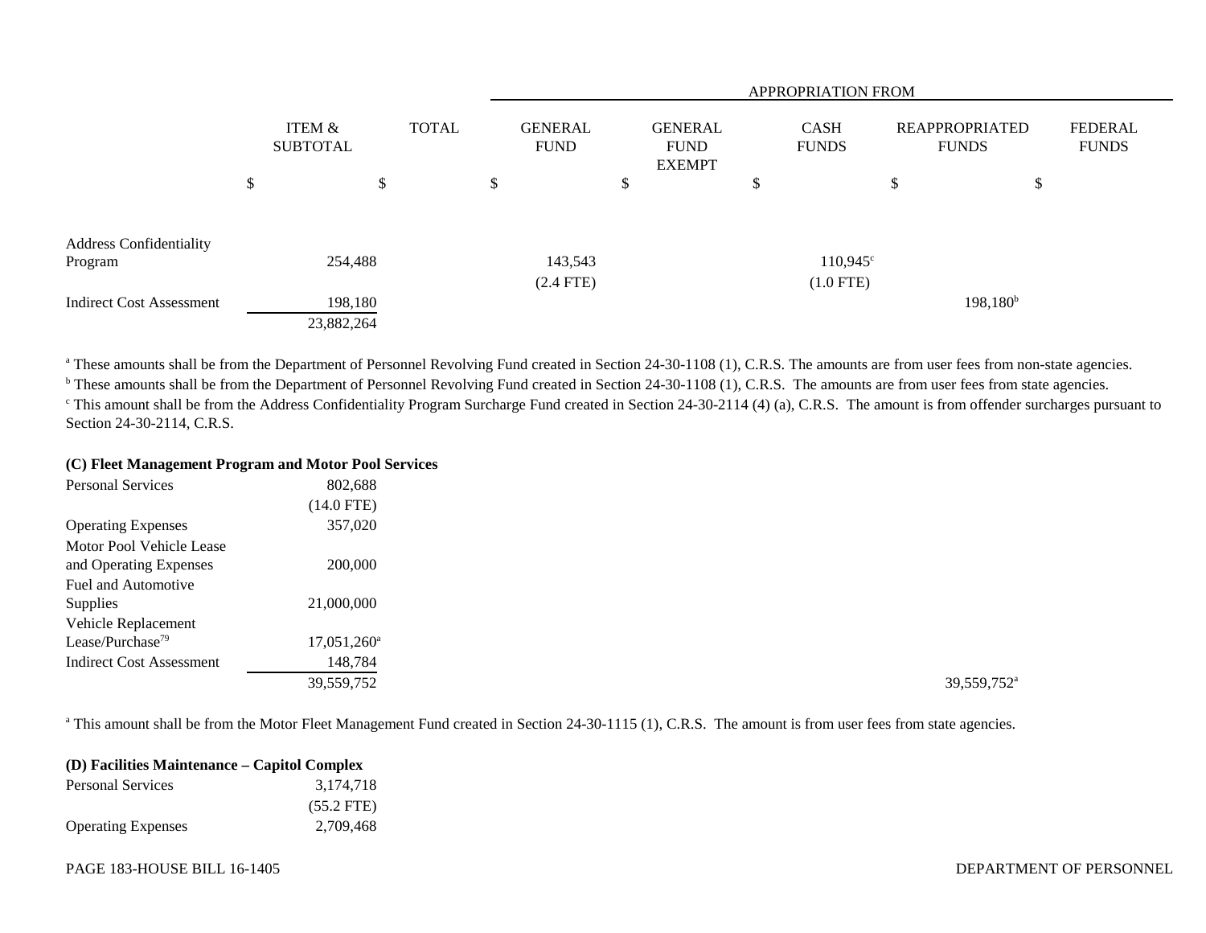| | ITEM & SUBTOTAL | TOTAL | APPROPRIATION FROM GENERAL FUND | GENERAL FUND EXEMPT | CASH FUNDS | REAPPROPRIATED FUNDS | FEDERAL FUNDS |
|---|---|---|---|---|---|---|---|
| | $ | $ | $ | $ | $ | $ | $ |
| Address Confidentiality Program | 254,488 | | 143,543 (2.4 FTE) | | 110,945[c] (1.0 FTE) | | |
| Indirect Cost Assessment | 198,180 | | | | | 198,180[b] | |
| | 23,882,264 | | | | | | |

[a] These amounts shall be from the Department of Personnel Revolving Fund created in Section 24-30-1108 (1), C.R.S. The amounts are from user fees from non-state agencies.
[b] These amounts shall be from the Department of Personnel Revolving Fund created in Section 24-30-1108 (1), C.R.S. The amounts are from user fees from state agencies.
[c] This amount shall be from the Address Confidentiality Program Surcharge Fund created in Section 24-30-2114 (4) (a), C.R.S. The amount is from offender surcharges pursuant to Section 24-30-2114, C.R.S.

**(C) Fleet Management Program and Motor Pool Services**

| | ITEM & SUBTOTAL | TOTAL | GENERAL FUND | GENERAL FUND EXEMPT | CASH FUNDS | REAPPROPRIATED FUNDS | FEDERAL FUNDS |
|---|---|---|---|---|---|---|---|
| Personal Services | 802,688 (14.0 FTE) | | | | | | |
| Operating Expenses | 357,020 | | | | | | |
| Motor Pool Vehicle Lease and Operating Expenses | 200,000 | | | | | | |
| Fuel and Automotive Supplies | 21,000,000 | | | | | | |
| Vehicle Replacement Lease/Purchase[79] | 17,051,260[a] | | | | | | |
| Indirect Cost Assessment | 148,784 | | | | | | |
| | 39,559,752 | | | | | 39,559,752[a] | |

[a] This amount shall be from the Motor Fleet Management Fund created in Section 24-30-1115 (1), C.R.S. The amount is from user fees from state agencies.

**(D) Facilities Maintenance – Capitol Complex**

| | ITEM & SUBTOTAL | TOTAL | GENERAL FUND | GENERAL FUND EXEMPT | CASH FUNDS | REAPPROPRIATED FUNDS | FEDERAL FUNDS |
|---|---|---|---|---|---|---|---|
| Personal Services | 3,174,718 (55.2 FTE) | | | | | | |
| Operating Expenses | 2,709,468 | | | | | | |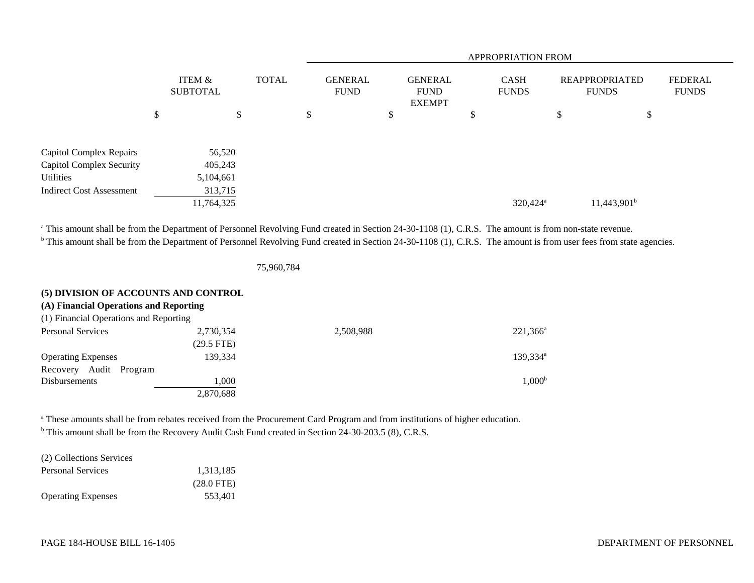| | ITEM & SUBTOTAL | TOTAL | APPROPRIATION FROM GENERAL FUND | GENERAL FUND EXEMPT | CASH FUNDS | REAPPROPRIATED FUNDS | FEDERAL FUNDS |
|---|---|---|---|---|---|---|---|
| | $ | $ | $ | $ | $ | $ | $ |
| Capitol Complex Repairs | 56,520 | | | | | | |
| Capitol Complex Security | 405,243 | | | | | | |
| Utilities | 5,104,661 | | | | | | |
| Indirect Cost Assessment | 313,715 | | | | | | |
| | 11,764,325 | | | | 320,424[a] | 11,443,901[b] | |

[a] This amount shall be from the Department of Personnel Revolving Fund created in Section 24-30-1108 (1), C.R.S. The amount is from non-state revenue.
[b] This amount shall be from the Department of Personnel Revolving Fund created in Section 24-30-1108 (1), C.R.S. The amount is from user fees from state agencies.

| | ITEM & SUBTOTAL | TOTAL | GENERAL FUND | GENERAL FUND EXEMPT | CASH FUNDS | REAPPROPRIATED FUNDS | FEDERAL FUNDS |
|---|---|---|---|---|---|---|---|
| | | 75,960,784 | | | | | |

**(5) DIVISION OF ACCOUNTS AND CONTROL**
**(A) Financial Operations and Reporting**
(1) Financial Operations and Reporting

| | ITEM & SUBTOTAL | TOTAL | GENERAL FUND | GENERAL FUND EXEMPT | CASH FUNDS | REAPPROPRIATED FUNDS | FEDERAL FUNDS |
|---|---|---|---|---|---|---|---|
| Personal Services | 2,730,354 | | 2,508,988 | | 221,366[a] | | |
| | (29.5 FTE) | | | | | | |
| Operating Expenses | 139,334 | | | | 139,334[a] | | |
| Recovery Audit Program Disbursements | 1,000 | | | | 1,000[b] | | |
| | 2,870,688 | | | | | | |

[a] These amounts shall be from rebates received from the Procurement Card Program and from institutions of higher education.
[b] This amount shall be from the Recovery Audit Cash Fund created in Section 24-30-203.5 (8), C.R.S.

(2) Collections Services

| | ITEM & SUBTOTAL | TOTAL | GENERAL FUND | GENERAL FUND EXEMPT | CASH FUNDS | REAPPROPRIATED FUNDS | FEDERAL FUNDS |
|---|---|---|---|---|---|---|---|
| Personal Services | 1,313,185 | | | | | | |
| | (28.0 FTE) | | | | | | |
| Operating Expenses | 553,401 | | | | | | |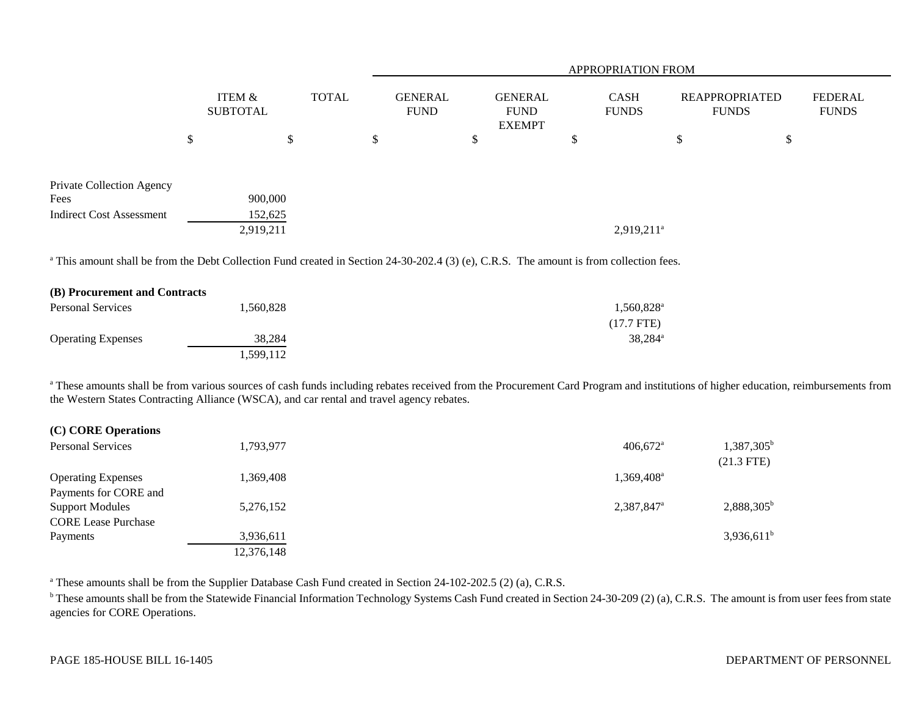| | ITEM & SUBTOTAL | TOTAL | APPROPRIATION FROM GENERAL FUND | GENERAL FUND EXEMPT | CASH FUNDS | REAPPROPRIATED FUNDS | FEDERAL FUNDS |
|---|---|---|---|---|---|---|---|
| | $ | $ | $ | $ | $ | $ | $ |
| Private Collection Agency Fees | 900,000 | | | | | | |
| Indirect Cost Assessment | 152,625 | | | | | | |
| | 2,919,211 | | | | 2,919,211[a] | | |

[a] This amount shall be from the Debt Collection Fund created in Section 24-30-202.4 (3) (e), C.R.S. The amount is from collection fees.

| | ITEM & SUBTOTAL | TOTAL | GENERAL FUND | GENERAL FUND EXEMPT | CASH FUNDS | REAPPROPRIATED FUNDS | FEDERAL FUNDS |
|---|---|---|---|---|---|---|---|
| **(B) Procurement and Contracts** | | | | | | | |
| Personal Services | 1,560,828 | | | | 1,560,828[a] (17.7 FTE) | | |
| Operating Expenses | 38,284 | | | | 38,284[a] | | |
| | 1,599,112 | | | | | | |

[a] These amounts shall be from various sources of cash funds including rebates received from the Procurement Card Program and institutions of higher education, reimbursements from the Western States Contracting Alliance (WSCA), and car rental and travel agency rebates.

| | ITEM & SUBTOTAL | TOTAL | GENERAL FUND | GENERAL FUND EXEMPT | CASH FUNDS | REAPPROPRIATED FUNDS | FEDERAL FUNDS |
|---|---|---|---|---|---|---|---|
| **(C) CORE Operations** | | | | | | | |
| Personal Services | 1,793,977 | | | | 406,672[a] | 1,387,305[b] (21.3 FTE) | |
| Operating Expenses | 1,369,408 | | | | 1,369,408[a] | | |
| Payments for CORE and Support Modules | 5,276,152 | | | | 2,387,847[a] | 2,888,305[b] | |
| CORE Lease Purchase Payments | 3,936,611 | | | | | 3,936,611[b] | |
| | 12,376,148 | | | | | | |

[a] These amounts shall be from the Supplier Database Cash Fund created in Section 24-102-202.5 (2) (a), C.R.S.

[b] These amounts shall be from the Statewide Financial Information Technology Systems Cash Fund created in Section 24-30-209 (2) (a), C.R.S. The amount is from user fees from state agencies for CORE Operations.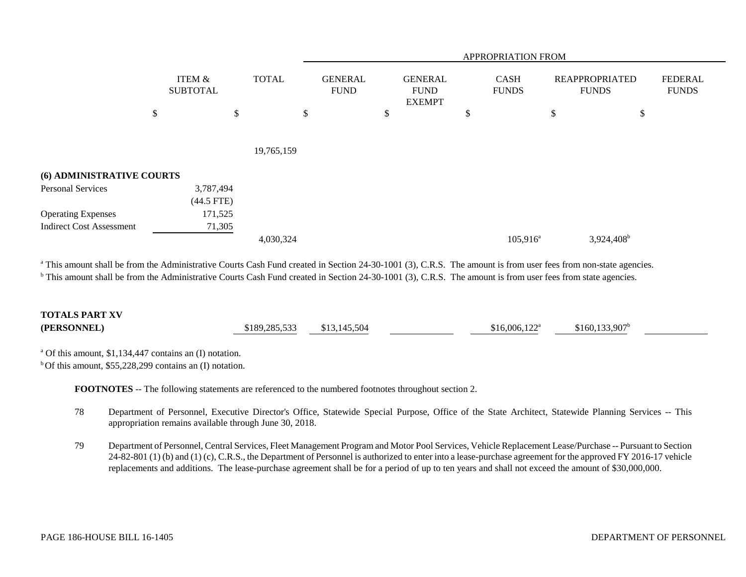| | ITEM & SUBTOTAL | TOTAL | APPROPRIATION FROM GENERAL FUND | GENERAL FUND EXEMPT | CASH FUNDS | REAPPROPRIATED FUNDS | FEDERAL FUNDS |
|---|---|---|---|---|---|---|---|
| | $ | $ | $ | $ | $ | $ | $ |
| | | 19,765,159 | | | | | |
| **(6) ADMINISTRATIVE COURTS** | | | | | | | |
| Personal Services | 3,787,494 | | | | | | |
| | (44.5 FTE) | | | | | | |
| Operating Expenses | 171,525 | | | | | | |
| Indirect Cost Assessment | 71,305 | | | | | | |
| | | 4,030,324 | | | 105,916[a] | 3,924,408[b] | |

[a] This amount shall be from the Administrative Courts Cash Fund created in Section 24-30-1001 (3), C.R.S. The amount is from user fees from non-state agencies.
[b] This amount shall be from the Administrative Courts Cash Fund created in Section 24-30-1001 (3), C.R.S. The amount is from user fees from state agencies.

| | TOTAL | GENERAL FUND | GENERAL FUND EXEMPT | CASH FUNDS | REAPPROPRIATED FUNDS | FEDERAL FUNDS |
|---|---|---|---|---|---|---|
| **TOTALS PART XV (PERSONNEL)** | $189,285,533 | $13,145,504 | | $16,006,122[a] | $160,133,907[b] | |

[a] Of this amount, $1,134,447 contains an (I) notation.
[b] Of this amount, $55,228,299 contains an (I) notation.

**FOOTNOTES** -- The following statements are referenced to the numbered footnotes throughout section 2.

78 Department of Personnel, Executive Director's Office, Statewide Special Purpose, Office of the State Architect, Statewide Planning Services -- This appropriation remains available through June 30, 2018.

79 Department of Personnel, Central Services, Fleet Management Program and Motor Pool Services, Vehicle Replacement Lease/Purchase -- Pursuant to Section 24-82-801 (1) (b) and (1) (c), C.R.S., the Department of Personnel is authorized to enter into a lease-purchase agreement for the approved FY 2016-17 vehicle replacements and additions. The lease-purchase agreement shall be for a period of up to ten years and shall not exceed the amount of $30,000,000.